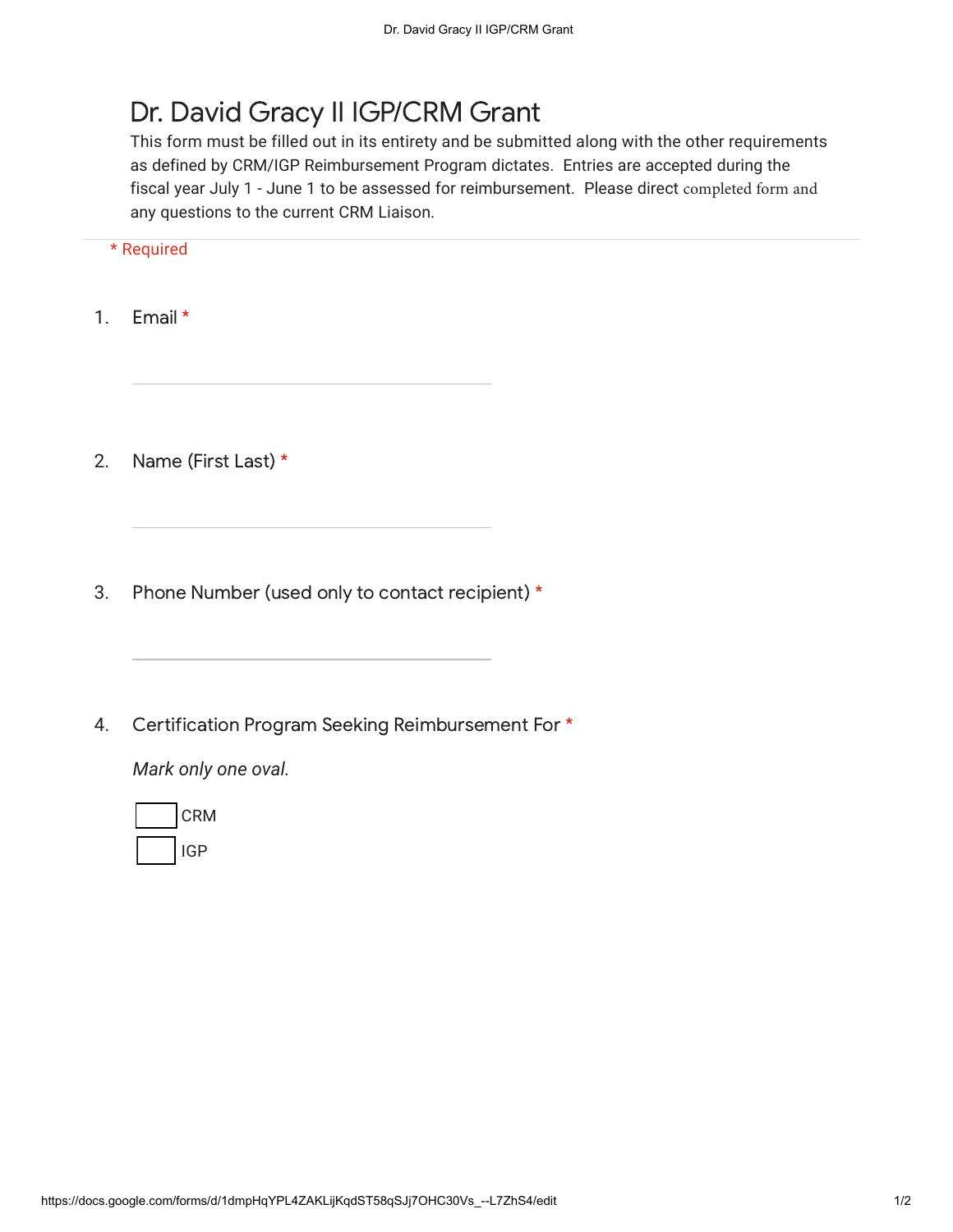# Dr. David Gracy II IGP/CRM Grant

This form must be filled out in its entirety and be submitted along with the other requirements as defined by CRM/IGP Reimbursement Program dictates. Entries are accepted during the fiscal year July 1 - June 1 to be assessed for reimbursement. Please direct completed form and any questions to the current CRM Liaison.

\* Required

1. Email *

_______________________________

2. Name (First Last) *

_______________________________

3. Phone Number (used only to contact recipient) *

_______________________________

4. Certification Program Seeking Reimbursement For *

*Mark only one oval.*

- [ ] CRM
- [ ] IGP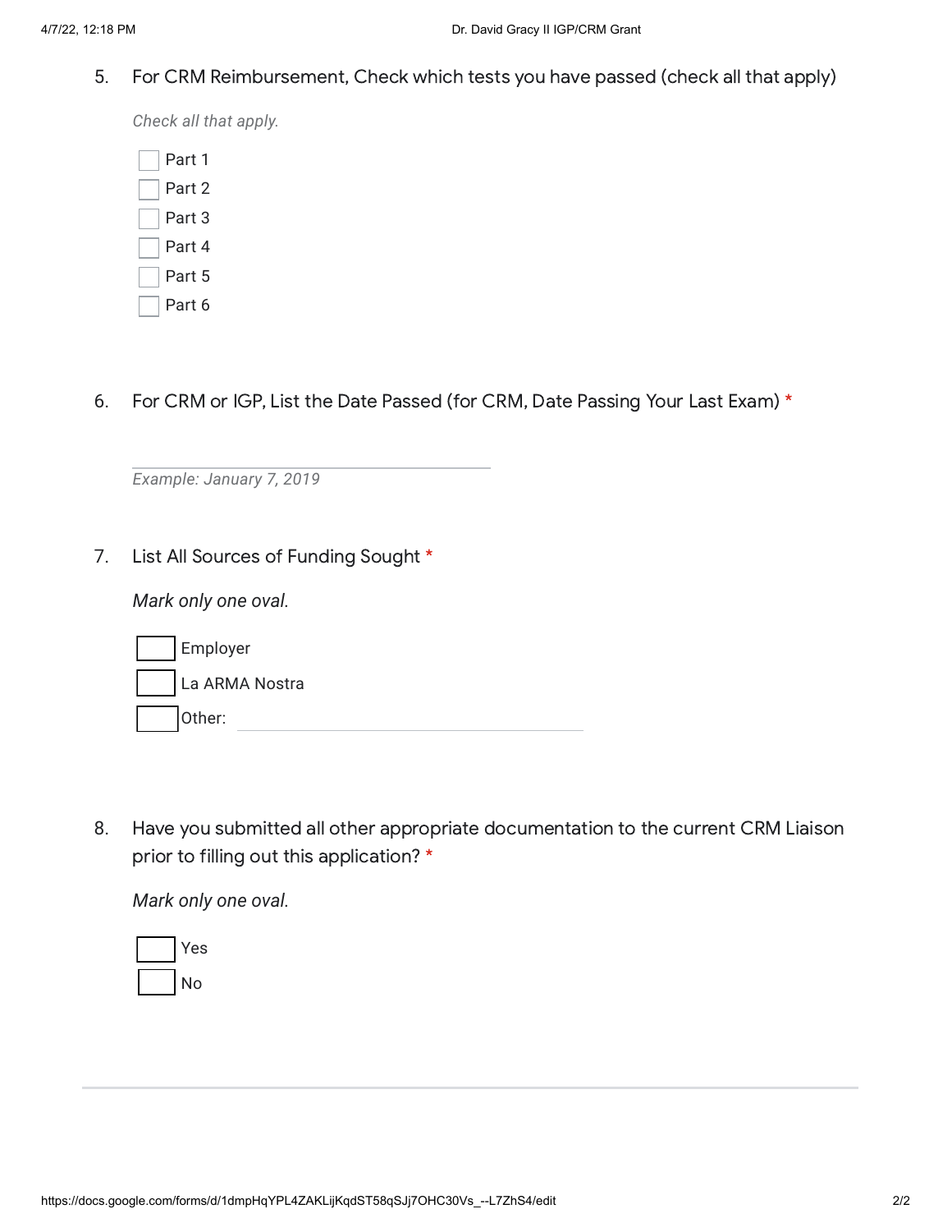5. For CRM Reimbursement, Check which tests you have passed (check all that apply)

*Check all that apply.*

- [ ] Part 1
- [ ] Part 2
- [ ] Part 3
- [ ] Part 4
- [ ] Part 5
- [ ] Part 6

6. For CRM or IGP, List the Date Passed (for CRM, Date Passing Your Last Exam) *

_____________________________

*Example: January 7, 2019*

7. List All Sources of Funding Sought *

*Mark only one oval.*

- [ ] Employer
- [ ] La ARMA Nostra
- [ ] Other: _____________________________

8. Have you submitted all other appropriate documentation to the current CRM Liaison prior to filling out this application? *

*Mark only one oval.*

- [ ] Yes
- [ ] No